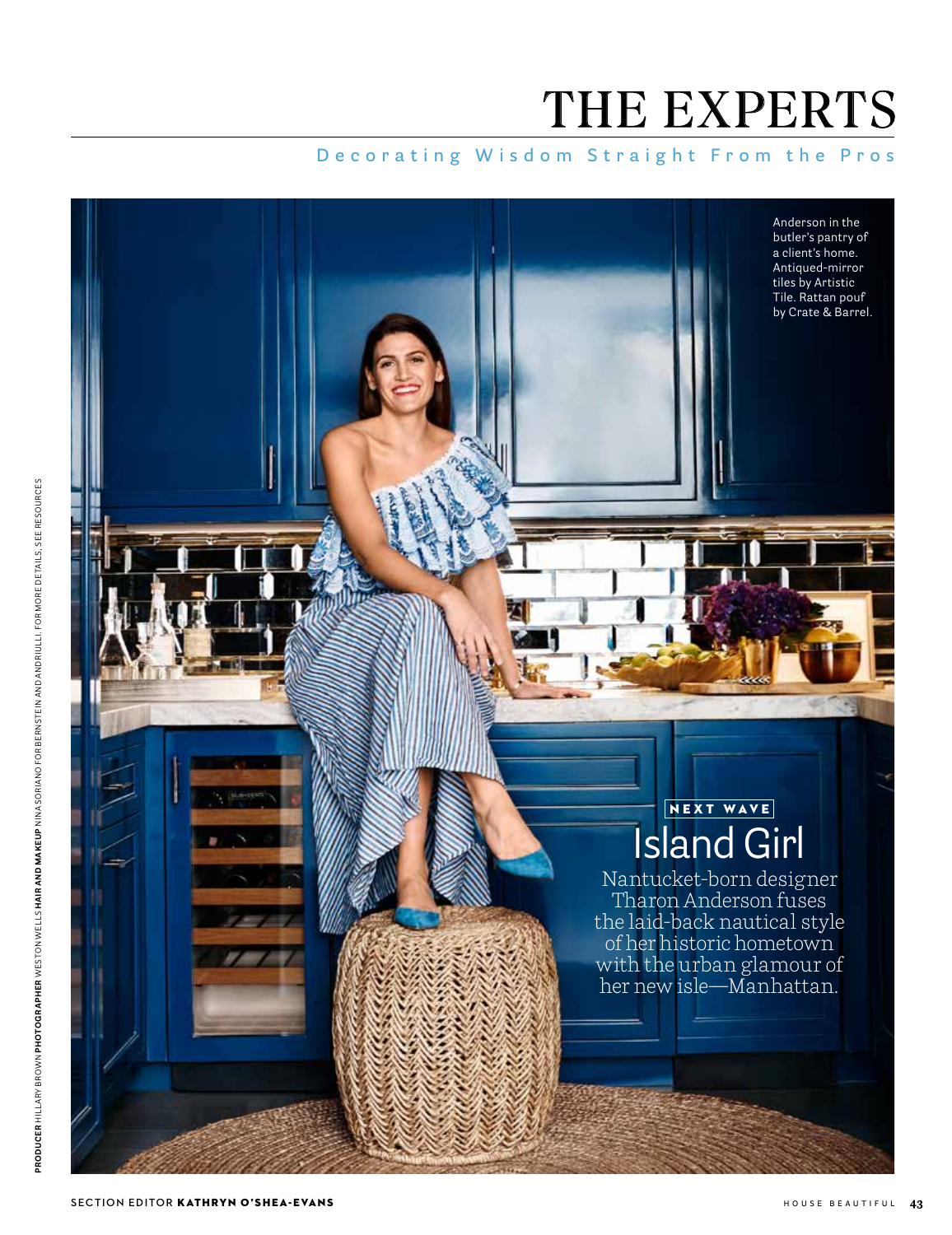# THE EXPERTS

Decorating Wisdom Straight From the Pros

Anderson in the butler's pantry of a client's home. Antiqued-mirror tiles by Artistic Tile. Rattan pouf by Crate & Barrel.

NEXT WAVE

## Island Girl

Nantucket-born designer Tharon Anderson fuses the laid-back nautical style of her historic hometown with the urban glamour of her new isle—Manhattan.

**PRODUCER** HILLARY BROWN **PHOTOGRAPHER** WESTON WELLS **HAIR AND MAKEUP** NINA SORIANO FOR BERNSTEIN AND ANDRIULLI. FOR MORE DETAILS, SEE RESOURCES

SECTION EDITOR **KATHRYN O'SHEA-EVANS**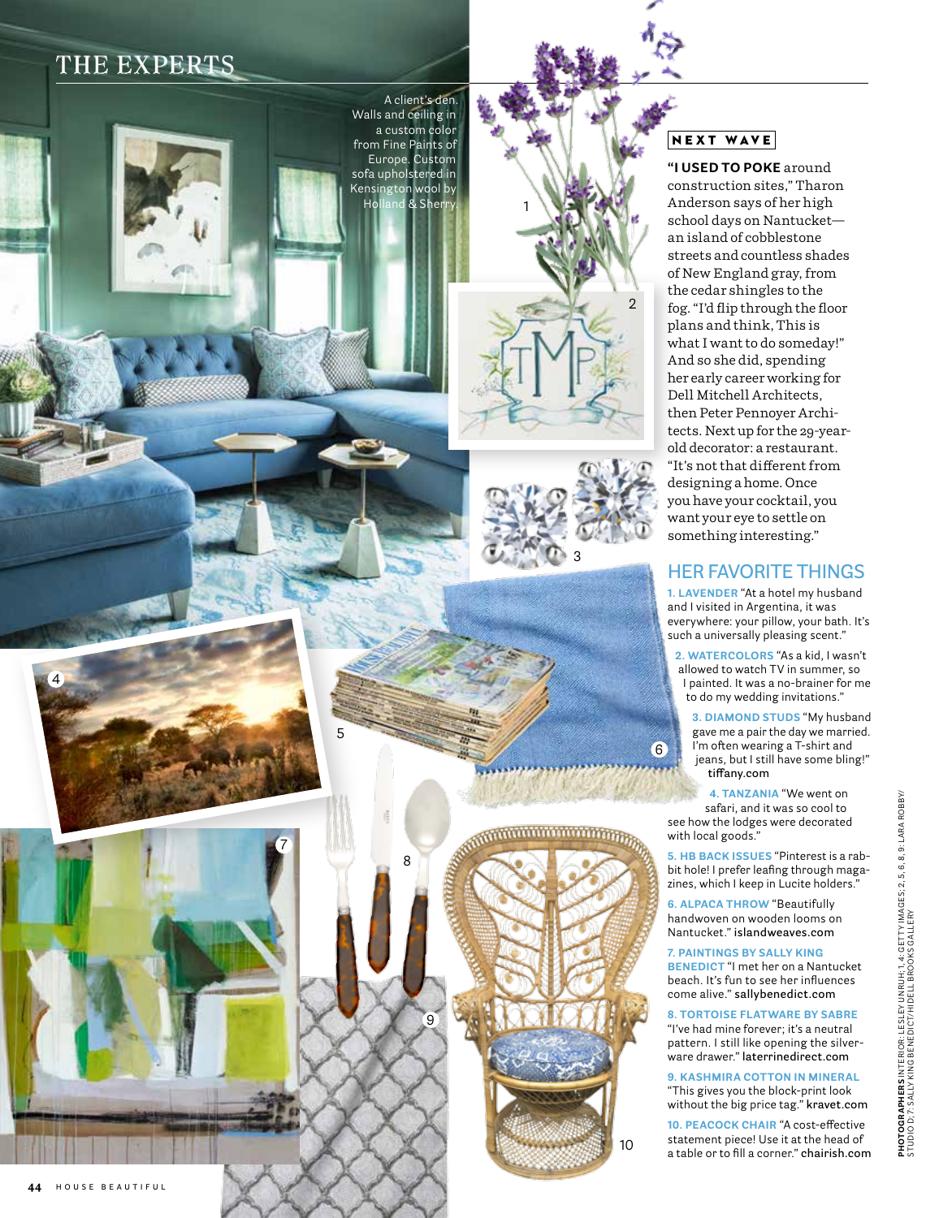# THE EXPERTS

A client's den. Walls and ceiling in a custom color from Fine Paints of Europe. Custom sofa upholstered in Kensington wool by Holland & Sherry.

## NEXT WAVE

**"I USED TO POKE** around construction sites," Tharon Anderson says of her high school days on Nantucket—an island of cobblestone streets and countless shades of New England gray, from the cedar shingles to the fog. "I'd flip through the floor plans and think, This is what I want to do someday!" And so she did, spending her early career working for Dell Mitchell Architects, then Peter Pennoyer Architects. Next up for the 29-year-old decorator: a restaurant. "It's not that different from designing a home. Once you have your cocktail, you want your eye to settle on something interesting."

## HER FAVORITE THINGS

**1. LAVENDER** "At a hotel my husband and I visited in Argentina, it was everywhere: your pillow, your bath. It's such a universally pleasing scent."

**2. WATERCOLORS** "As a kid, I wasn't allowed to watch TV in summer, so I painted. It was a no-brainer for me to do my wedding invitations."

**3. DIAMOND STUDS** "My husband gave me a pair the day we married. I'm often wearing a T-shirt and jeans, but I still have some bling!" tiffany.com

**4. TANZANIA** "We went on safari, and it was so cool to see how the lodges were decorated with local goods."

**5. HB BACK ISSUES** "Pinterest is a rabbit hole! I prefer leafing through magazines, which I keep in Lucite holders."

**6. ALPACA THROW** "Beautifully handwoven on wooden looms on Nantucket." islandweaves.com

**7. PAINTINGS BY SALLY KING BENEDICT** "I met her on a Nantucket beach. It's fun to see her influences come alive." sallybenedict.com

**8. TORTOISE FLATWARE BY SABRE** "I've had mine forever; it's a neutral pattern. I still like opening the silverware drawer." laterrinedirect.com

**9. KASHMIRA COTTON IN MINERAL** "This gives you the block-print look without the big price tag." kravet.com

**10. PEACOCK CHAIR** "A cost-effective statement piece! Use it at the head of a table or to fill a corner." chairish.com

**PHOTOGRAPHERS** INTERIOR: LESLEY UNRUH; 1, 4: GETTY IMAGES; 2, 5, 6, 8, 9: LARA ROBBY/STUDIO D; 7: SALLY KING BENEDICT/HIDELL BROOKS GALLERY